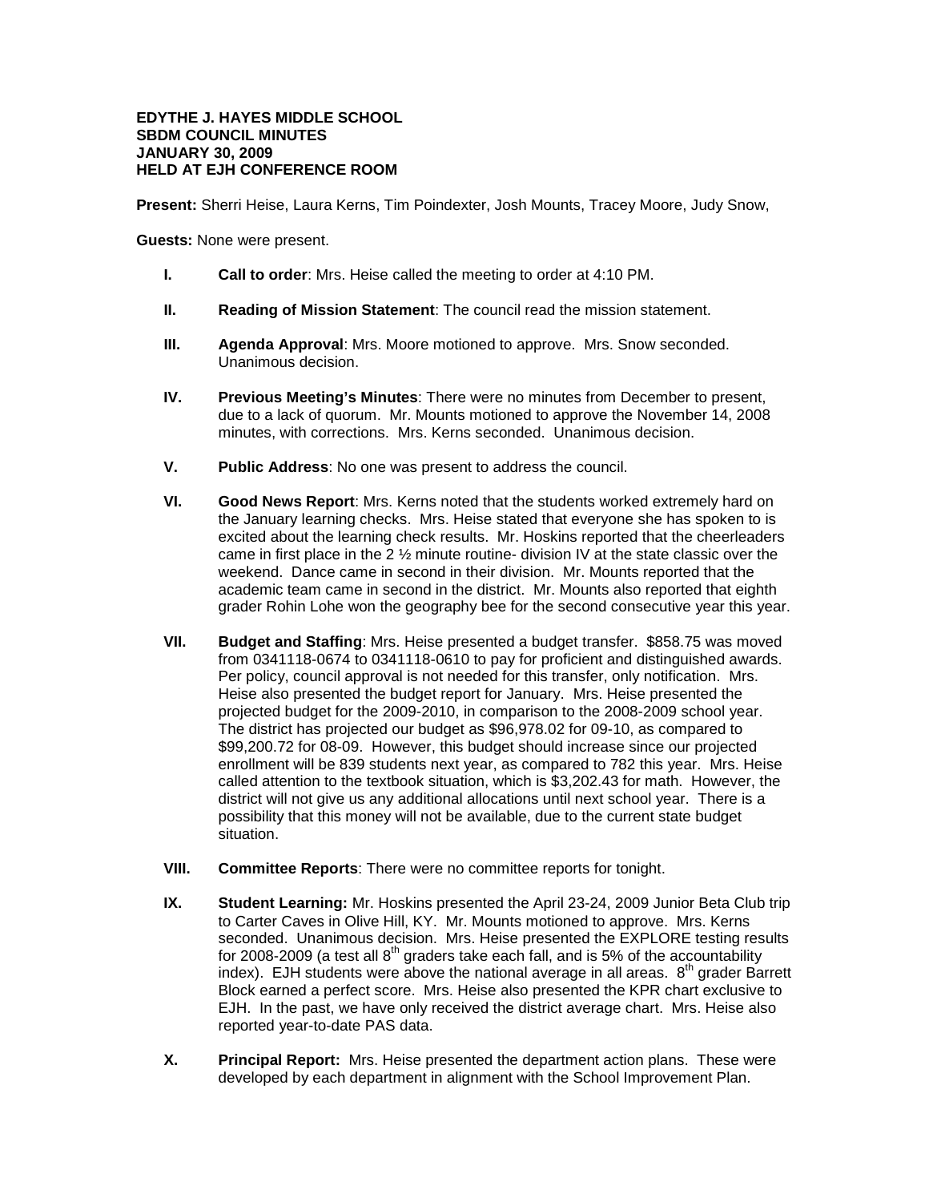**EDYTHE J. HAYES MIDDLE SCHOOL**
**SBDM COUNCIL MINUTES**
**JANUARY 30, 2009**
**HELD AT EJH CONFERENCE ROOM**

**Present:** Sherri Heise, Laura Kerns, Tim Poindexter, Josh Mounts, Tracey Moore, Judy Snow,

**Guests:** None were present.

**I. Call to order**: Mrs. Heise called the meeting to order at 4:10 PM.

**II. Reading of Mission Statement**: The council read the mission statement.

**III. Agenda Approval**: Mrs. Moore motioned to approve. Mrs. Snow seconded. Unanimous decision.

**IV. Previous Meeting's Minutes**: There were no minutes from December to present, due to a lack of quorum. Mr. Mounts motioned to approve the November 14, 2008 minutes, with corrections. Mrs. Kerns seconded. Unanimous decision.

**V. Public Address**: No one was present to address the council.

**VI. Good News Report**: Mrs. Kerns noted that the students worked extremely hard on the January learning checks. Mrs. Heise stated that everyone she has spoken to is excited about the learning check results. Mr. Hoskins reported that the cheerleaders came in first place in the 2 ½ minute routine- division IV at the state classic over the weekend. Dance came in second in their division. Mr. Mounts reported that the academic team came in second in the district. Mr. Mounts also reported that eighth grader Rohin Lohe won the geography bee for the second consecutive year this year.

**VII. Budget and Staffing**: Mrs. Heise presented a budget transfer. $858.75 was moved from 0341118-0674 to 0341118-0610 to pay for proficient and distinguished awards. Per policy, council approval is not needed for this transfer, only notification. Mrs. Heise also presented the budget report for January. Mrs. Heise presented the projected budget for the 2009-2010, in comparison to the 2008-2009 school year. The district has projected our budget as $96,978.02 for 09-10, as compared to $99,200.72 for 08-09. However, this budget should increase since our projected enrollment will be 839 students next year, as compared to 782 this year. Mrs. Heise called attention to the textbook situation, which is $3,202.43 for math. However, the district will not give us any additional allocations until next school year. There is a possibility that this money will not be available, due to the current state budget situation.

**VIII. Committee Reports**: There were no committee reports for tonight.

**IX. Student Learning:** Mr. Hoskins presented the April 23-24, 2009 Junior Beta Club trip to Carter Caves in Olive Hill, KY. Mr. Mounts motioned to approve. Mrs. Kerns seconded. Unanimous decision. Mrs. Heise presented the EXPLORE testing results for 2008-2009 (a test all 8th graders take each fall, and is 5% of the accountability index). EJH students were above the national average in all areas. 8th grader Barrett Block earned a perfect score. Mrs. Heise also presented the KPR chart exclusive to EJH. In the past, we have only received the district average chart. Mrs. Heise also reported year-to-date PAS data.

**X. Principal Report:** Mrs. Heise presented the department action plans. These were developed by each department in alignment with the School Improvement Plan.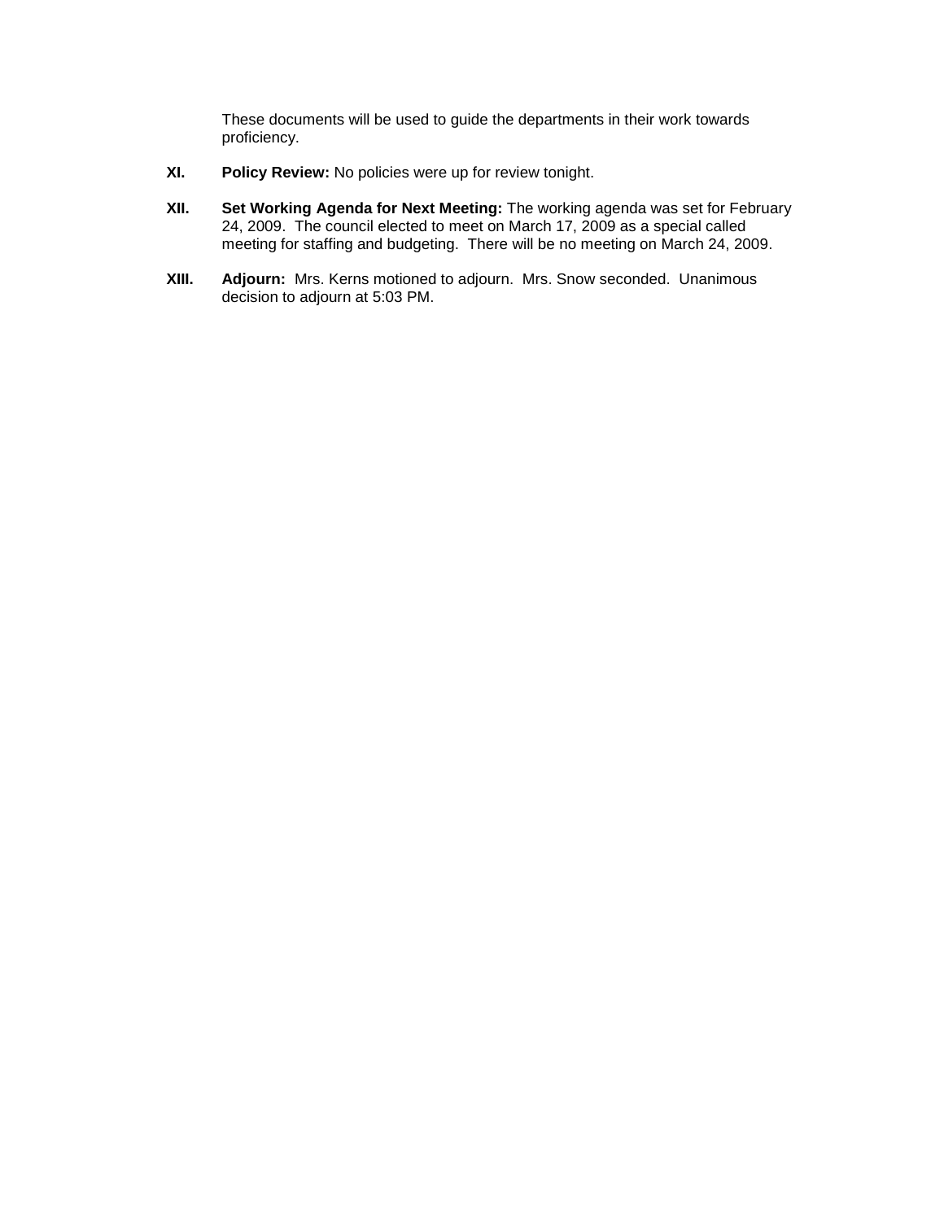These documents will be used to guide the departments in their work towards proficiency.

**XI.** **Policy Review:** No policies were up for review tonight.

**XII.** **Set Working Agenda for Next Meeting:** The working agenda was set for February 24, 2009. The council elected to meet on March 17, 2009 as a special called meeting for staffing and budgeting. There will be no meeting on March 24, 2009.

**XIII.** **Adjourn:** Mrs. Kerns motioned to adjourn. Mrs. Snow seconded. Unanimous decision to adjourn at 5:03 PM.